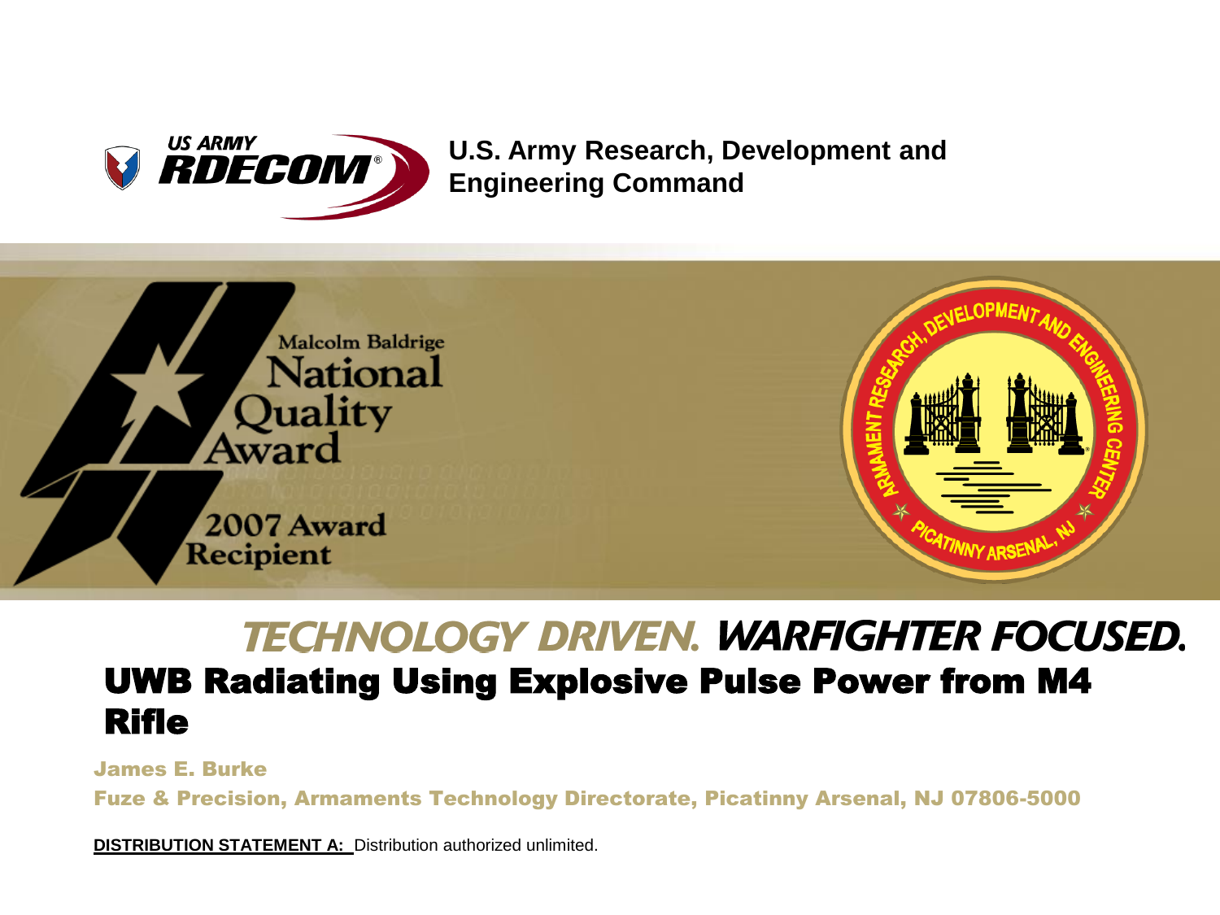US ARMY RDECOM®

**U.S. Army Research, Development and Engineering Command**

Malcolm Baldrige National Quality Award

2007 Award Recipient

ARMAMENT RESEARCH, DEVELOPMENT AND ENGINEERING CENTER PICATINNY ARSENAL, NJ

*TECHNOLOGY DRIVEN. WARFIGHTER FOCUSED.*

# UWB Radiating Using Explosive Pulse Power from M4 Rifle

**James E. Burke**

**Fuze & Precision, Armaments Technology Directorate, Picatinny Arsenal, NJ 07806-5000**

**DISTRIBUTION STATEMENT A:** Distribution authorized unlimited.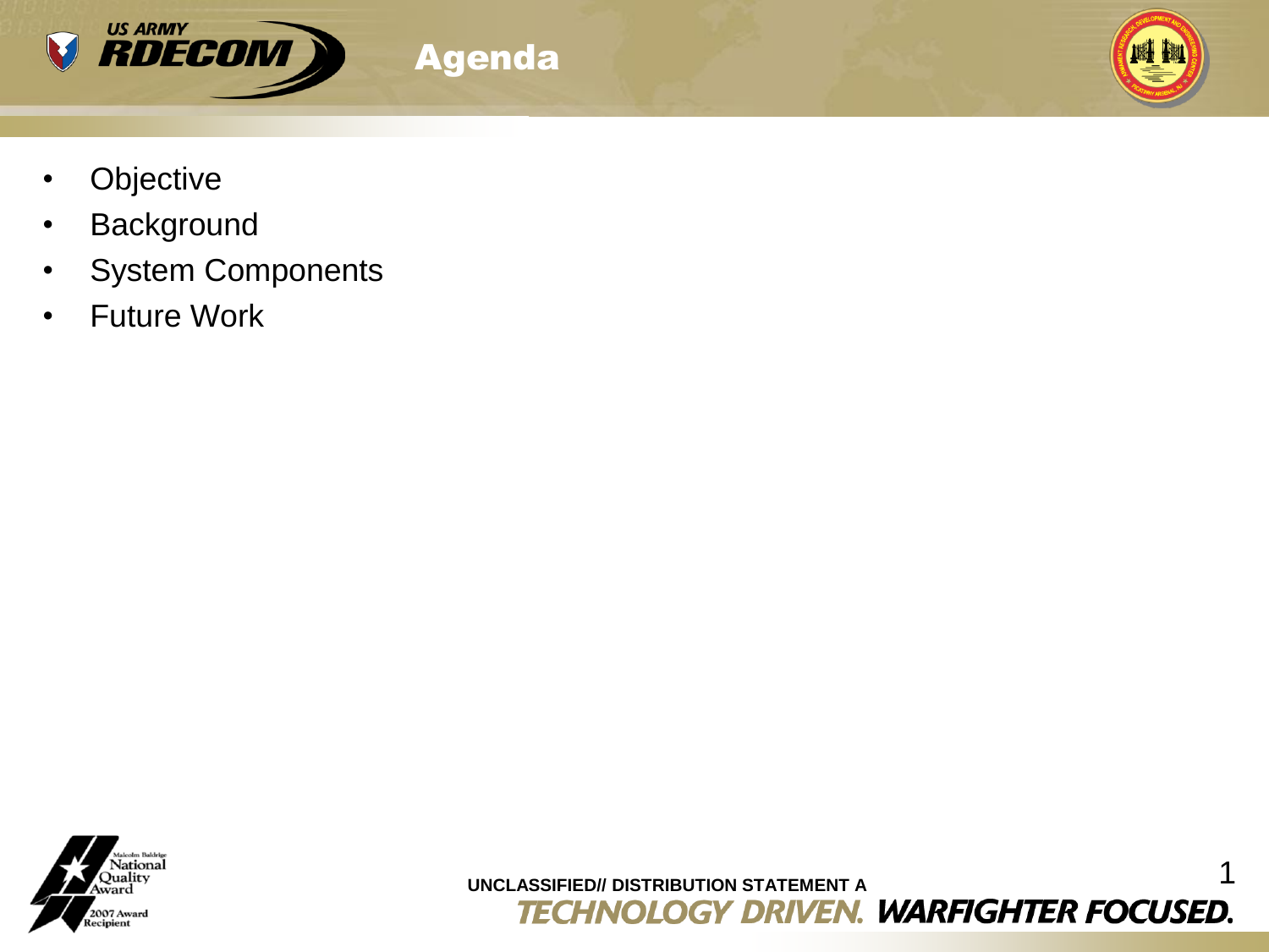# Agenda

- Objective
- Background
- System Components
- Future Work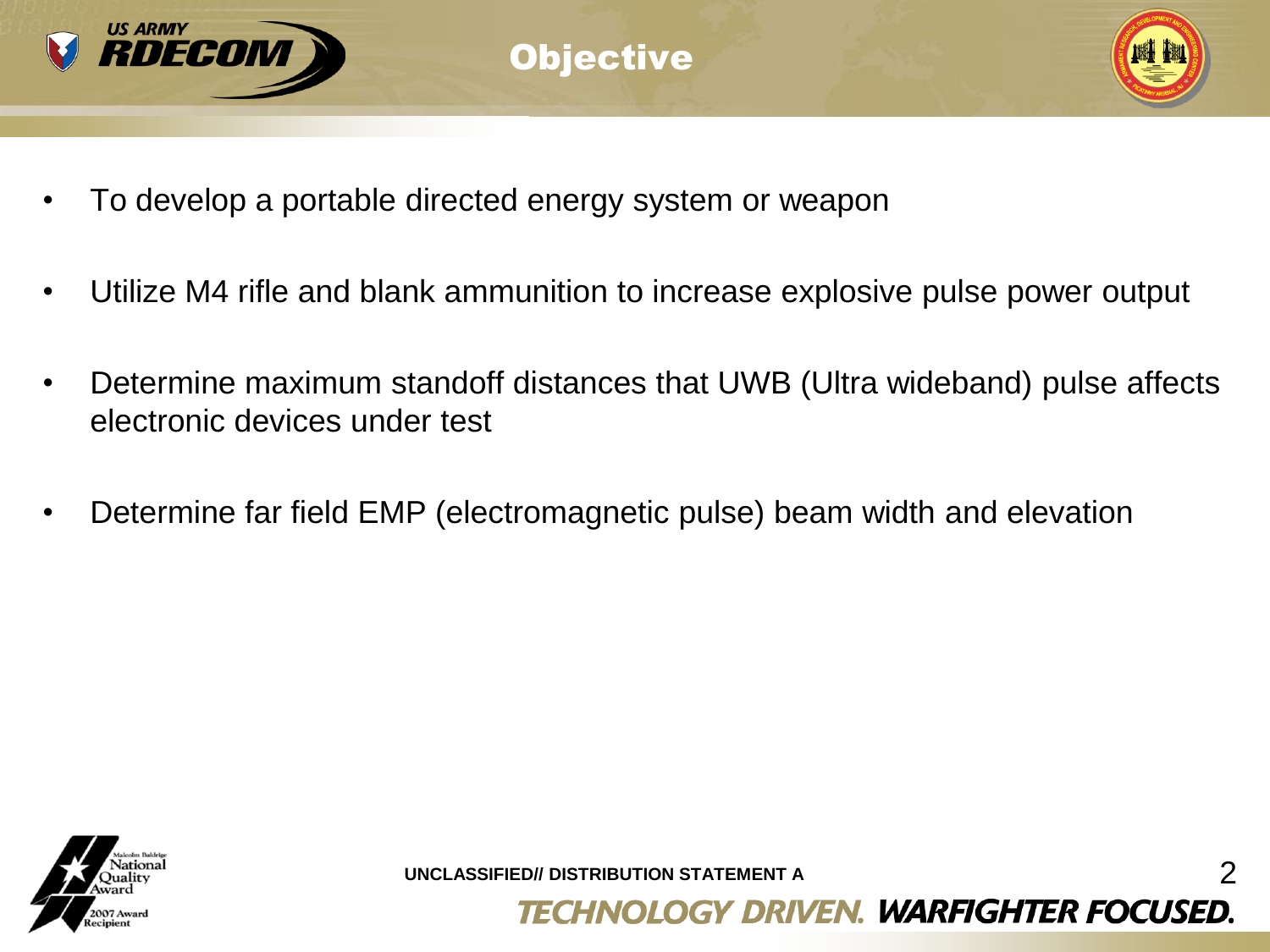# Objective

- To develop a portable directed energy system or weapon
- Utilize M4 rifle and blank ammunition to increase explosive pulse power output
- Determine maximum standoff distances that UWB (Ultra wideband) pulse affects electronic devices under test
- Determine far field EMP (electromagnetic pulse) beam width and elevation

UNCLASSIFIED// DISTRIBUTION STATEMENT A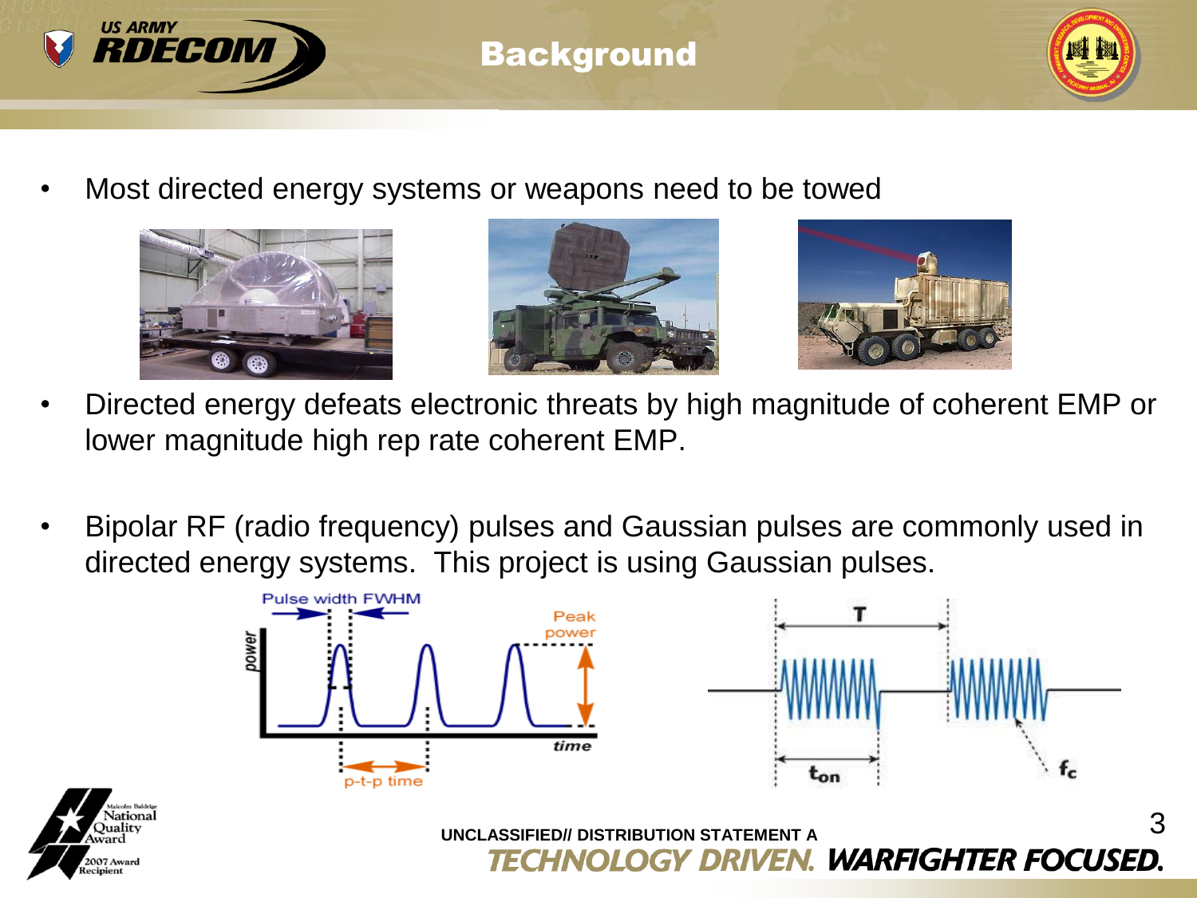## Background

- Most directed energy systems or weapons need to be towed
- Directed energy defeats electronic threats by high magnitude of coherent EMP or lower magnitude high rep rate coherent EMP.
- Bipolar RF (radio frequency) pulses and Gaussian pulses are commonly used in directed energy systems. This project is using Gaussian pulses.

UNCLASSIFIED// DISTRIBUTION STATEMENT A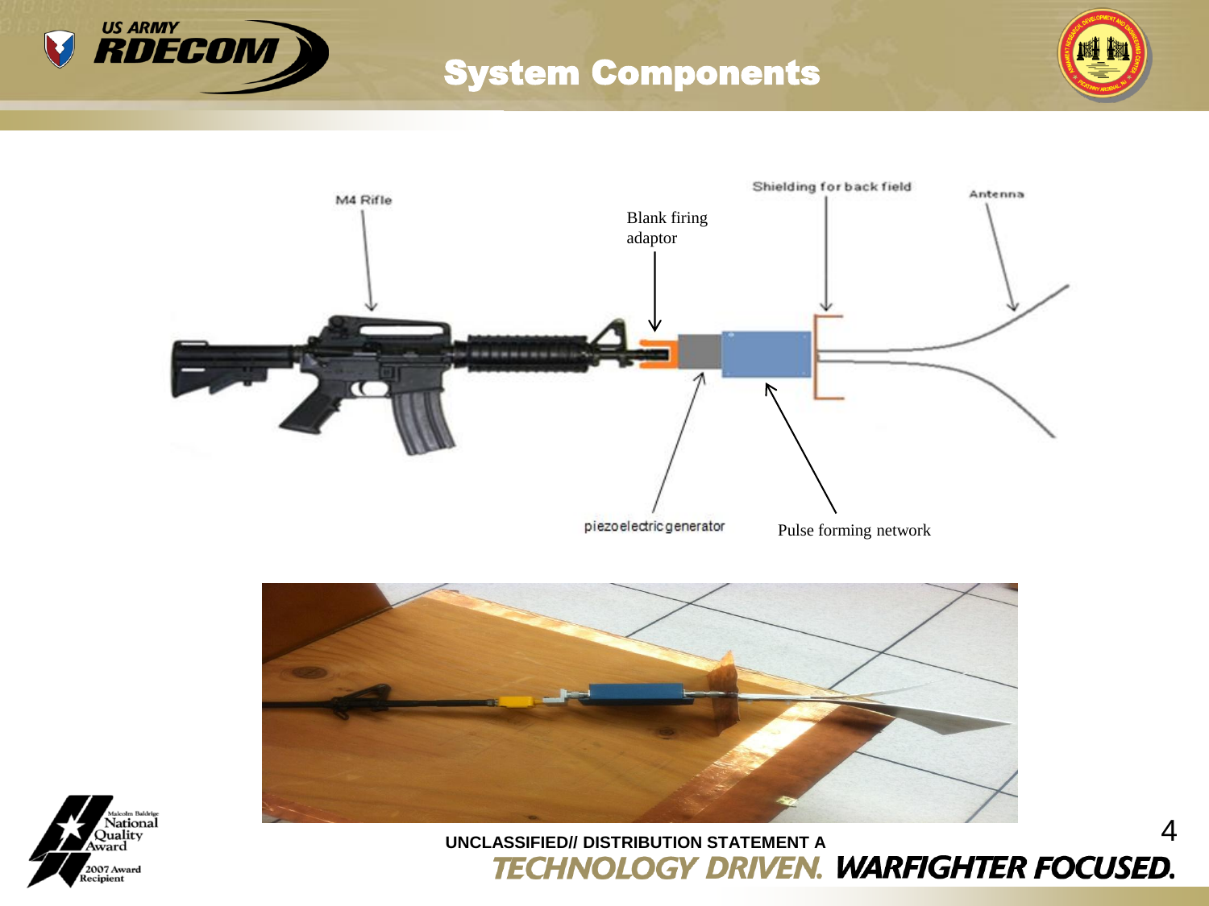# System Components

M4 Rifle

Blank firing adaptor

Shielding for back field

Antenna

piezoelectric generator

Pulse forming network

UNCLASSIFIED// DISTRIBUTION STATEMENT A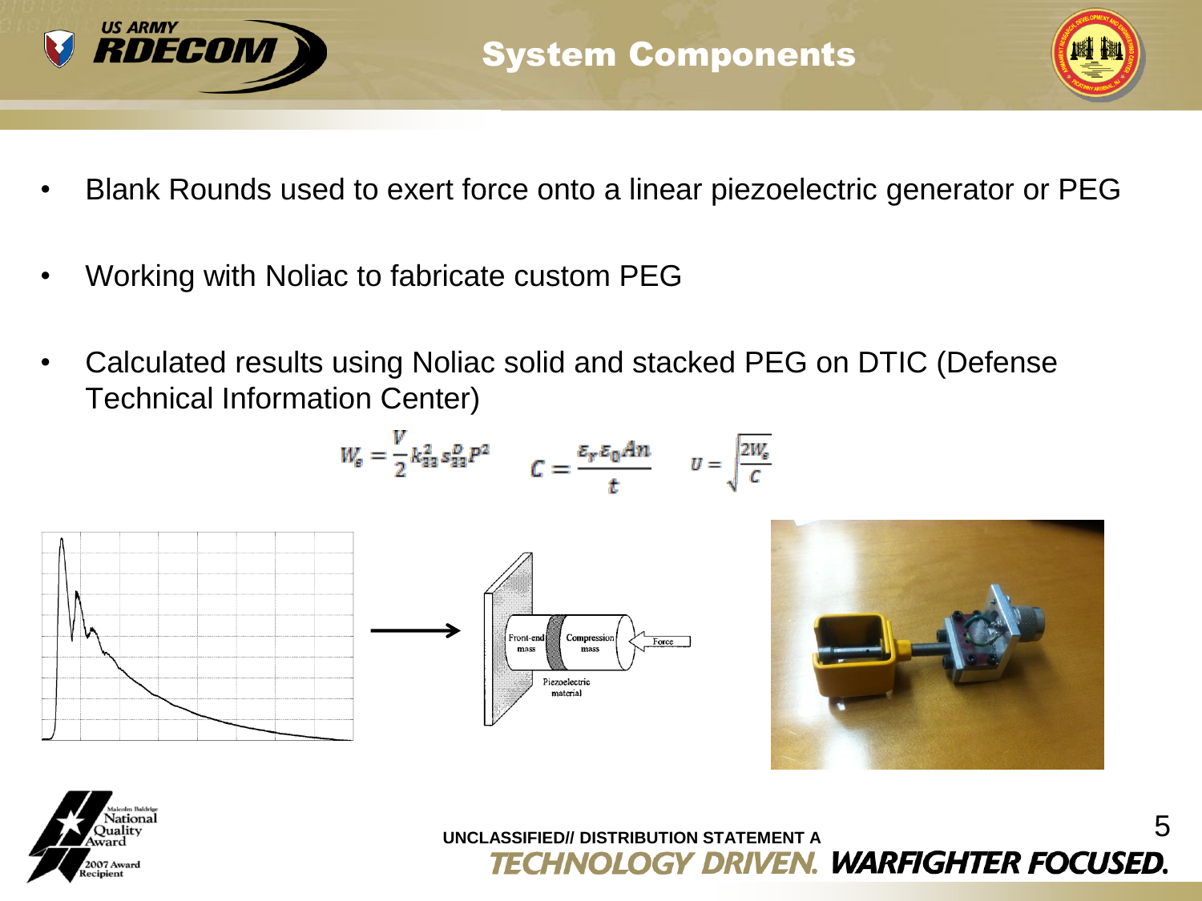# System Components

- Blank Rounds used to exert force onto a linear piezoelectric generator or PEG
- Working with Noliac to fabricate custom PEG
- Calculated results using Noliac solid and stacked PEG on DTIC (Defense Technical Information Center)

$$W_e = \frac{V}{2} k_{33}^2 s_{33}^D p^2 \qquad C = \frac{\varepsilon_r \varepsilon_0 A n}{t} \qquad U = \sqrt{\frac{2W_e}{C}}$$

Front-end mass · Compression mass · Force · Piezoelectric material

UNCLASSIFIED// DISTRIBUTION STATEMENT A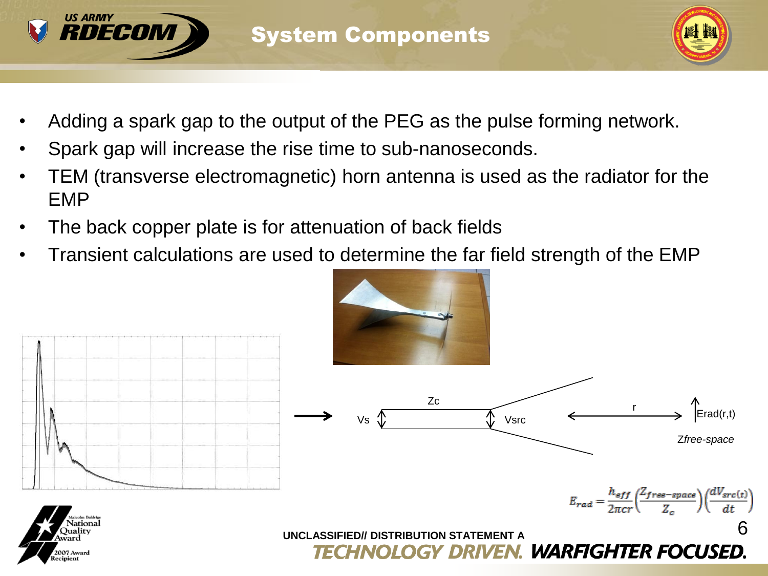# System Components

- Adding a spark gap to the output of the PEG as the pulse forming network.
- Spark gap will increase the rise time to sub-nanoseconds.
- TEM (transverse electromagnetic) horn antenna is used as the radiator for the EMP
- The back copper plate is for attenuation of back fields
- Transient calculations are used to determine the far field strength of the EMP

Zc

Vs

Vsrc

r

Erad(r,t)

*Zfree-space*

$$E_{rad} = \frac{h_{eff}}{2\pi c r}\left(\frac{Z_{free-space}}{Z_c}\right)\left(\frac{dV_{src}(t)}{dt}\right)$$

UNCLASSIFIED// DISTRIBUTION STATEMENT A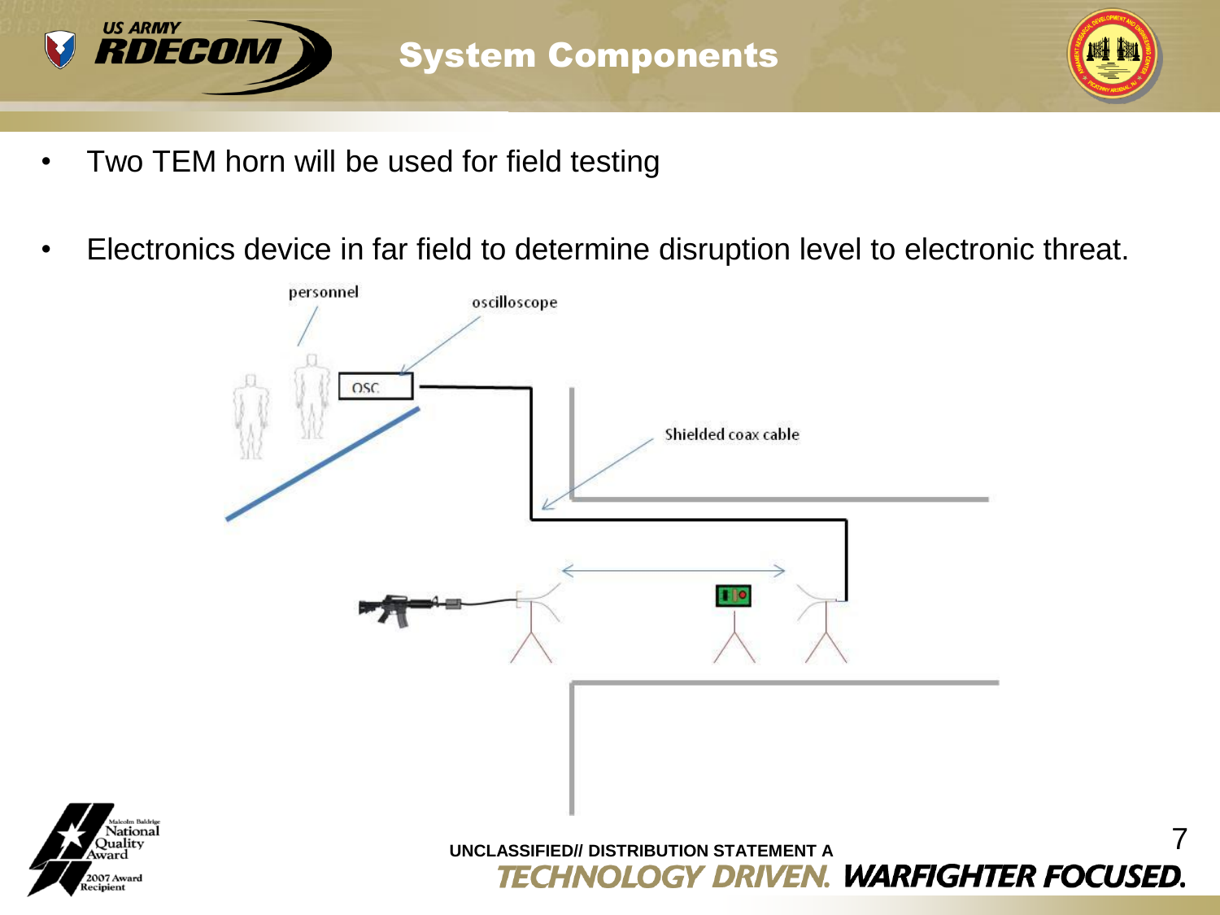# System Components

- Two TEM horn will be used for field testing
- Electronics device in far field to determine disruption level to electronic threat.

personnel

oscilloscope

OSC

Shielded coax cable

UNCLASSIFIED// DISTRIBUTION STATEMENT A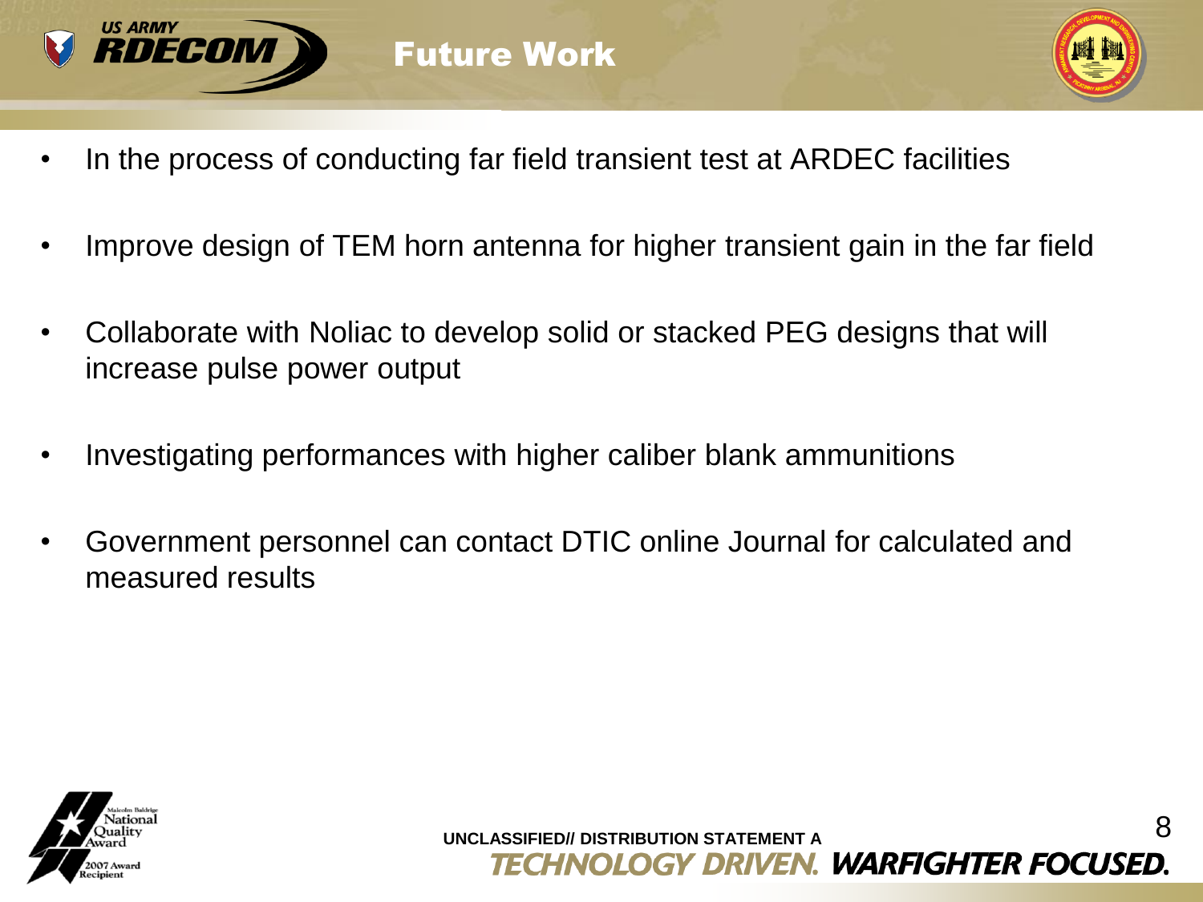# Future Work

- In the process of conducting far field transient test at ARDEC facilities
- Improve design of TEM horn antenna for higher transient gain in the far field
- Collaborate with Noliac to develop solid or stacked PEG designs that will increase pulse power output
- Investigating performances with higher caliber blank ammunitions
- Government personnel can contact DTIC online Journal for calculated and measured results

UNCLASSIFIED// DISTRIBUTION STATEMENT A